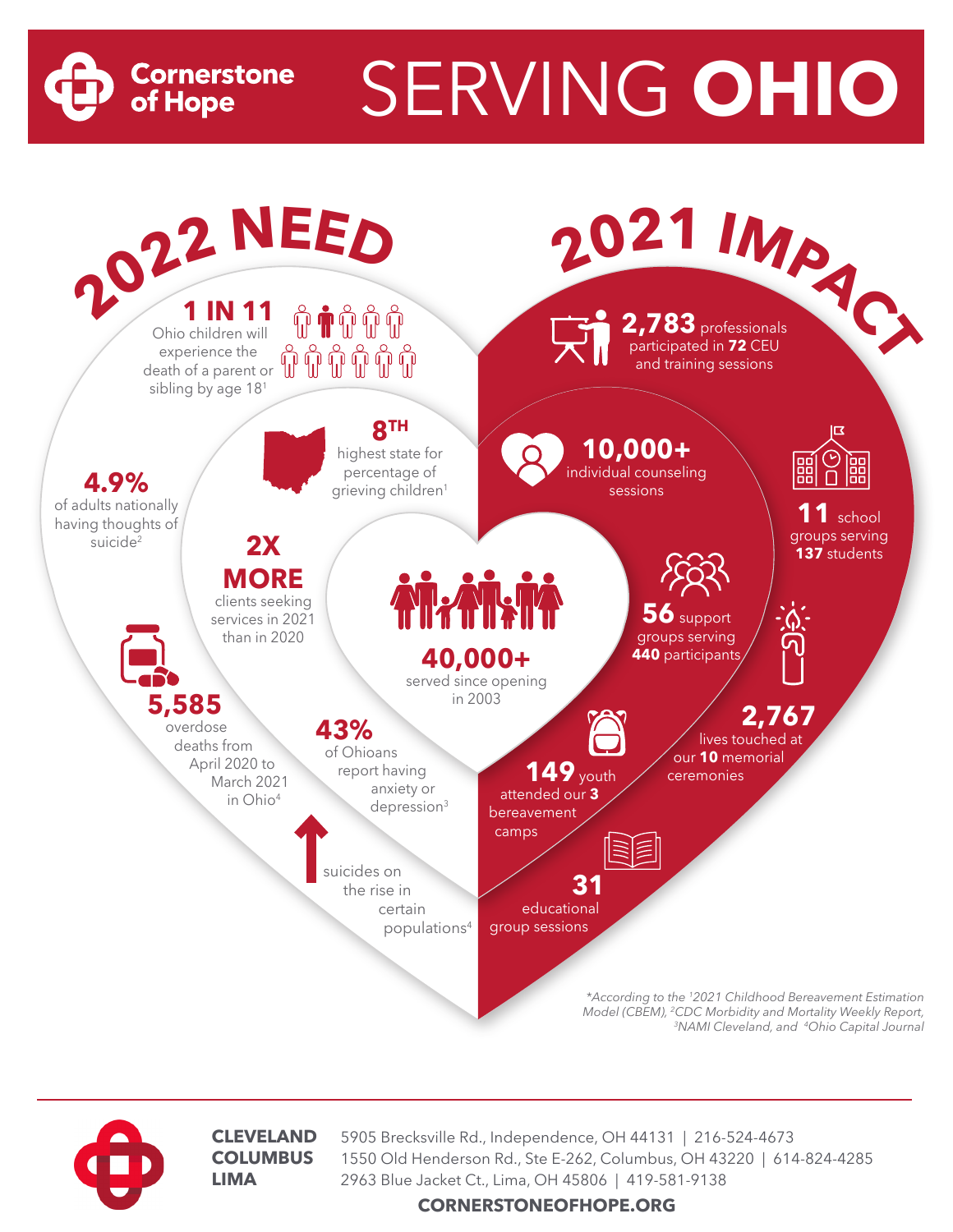# Cornerstone of Hope

# SERVING **OHIO**

## 2022 NEED

**1 IN 11** Ohio children will experience the death of a parent or sibling by age 18[1]

**4.9%** of adults nationally having thoughts of suicide[2]

**8TH** highest state for percentage of grieving children[1]

**2X MORE** clients seeking services in 2021 than in 2020

**5,585** overdose deaths from April 2020 to March 2021 in Ohio[4]

**43%** of Ohioans report having anxiety or depression[3]

suicides on the rise in certain populations[4]

**40,000+** served since opening in 2003

## 2021 IMPACT

**2,783** professionals participated in **72** CEU and training sessions

**10,000+** individual counseling sessions

**11** school groups serving **137** students

**56** support groups serving **440** participants

**2,767** lives touched at our **10** memorial ceremonies

**149** youth attended our **3** bereavement camps

**31** educational group sessions

*\*According to the [1]2021 Childhood Bereavement Estimation Model (CBEM), [2]CDC Morbidity and Mortality Weekly Report, [3]NAMI Cleveland, and [4]Ohio Capital Journal*

**CLEVELAND** 5905 Brecksville Rd., Independence, OH 44131 | 216-524-4673

**COLUMBUS** 1550 Old Henderson Rd., Ste E-262, Columbus, OH 43220 | 614-824-4285

**LIMA** 2963 Blue Jacket Ct., Lima, OH 45806 | 419-581-9138

**CORNERSTONEOFHOPE.ORG**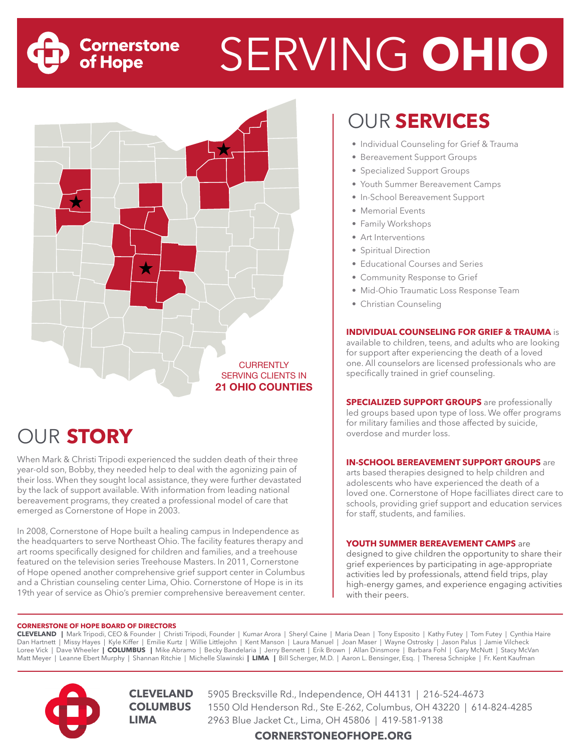# Cornerstone of Hope — SERVING **OHIO**

CURRENTLY SERVING CLIENTS IN **21 OHIO COUNTIES**

## OUR **STORY**

When Mark & Christi Tripodi experienced the sudden death of their three year-old son, Bobby, they needed help to deal with the agonizing pain of their loss. When they sought local assistance, they were further devastated by the lack of support available. With information from leading national bereavement programs, they created a professional model of care that emerged as Cornerstone of Hope in 2003.

In 2008, Cornerstone of Hope built a healing campus in Independence as the headquarters to serve Northeast Ohio. The facility features therapy and art rooms specifically designed for children and families, and a treehouse featured on the television series Treehouse Masters. In 2011, Cornerstone of Hope opened another comprehensive grief support center in Columbus and a Christian counseling center Lima, Ohio. Cornerstone of Hope is in its 19th year of service as Ohio's premier comprehensive bereavement center.

## OUR **SERVICES**

- Individual Counseling for Grief & Trauma
- Bereavement Support Groups
- Specialized Support Groups
- Youth Summer Bereavement Camps
- In-School Bereavement Support
- Memorial Events
- Family Workshops
- Art Interventions
- Spiritual Direction
- Educational Courses and Series
- Community Response to Grief
- Mid-Ohio Traumatic Loss Response Team
- Christian Counseling

**INDIVIDUAL COUNSELING FOR GRIEF & TRAUMA** is available to children, teens, and adults who are looking for support after experiencing the death of a loved one. All counselors are licensed professionals who are specifically trained in grief counseling.

**SPECIALIZED SUPPORT GROUPS** are professionally led groups based upon type of loss. We offer programs for military families and those affected by suicide, overdose and murder loss.

**IN-SCHOOL BEREAVEMENT SUPPORT GROUPS** are arts based therapies designed to help children and adolescents who have experienced the death of a loved one. Cornerstone of Hope faciliates direct care to schools, providing grief support and education services for staff, students, and families.

**YOUTH SUMMER BEREAVEMENT CAMPS** are designed to give children the opportunity to share their grief experiences by participating in age-appropriate activities led by professionals, attend field trips, play high-energy games, and experience engaging activities with their peers.

**CORNERSTONE OF HOPE BOARD OF DIRECTORS**

**CLEVELAND |** Mark Tripodi, CEO & Founder | Christi Tripodi, Founder | Kumar Arora | Sheryl Caine | Maria Dean | Tony Esposito | Kathy Futey | Tom Futey | Cynthia Haire Dan Hartnett | Missy Hayes | Kyle Kiffer | Emilie Kurtz | Willie Littlejohn | Kent Manson | Laura Manuel | Joan Maser | Wayne Ostrosky | Jason Palus | Jamie Vilcheck Loree Vick | Dave Wheeler **| COLUMBUS |** Mike Abramo | Becky Bandelaria | Jerry Bennett | Erik Brown | Allan Dinsmore | Barbara Fohl | Gary McNutt | Stacy McVan Matt Meyer | Leanne Ebert Murphy | Shannan Ritchie | Michelle Slawinski **| LIMA |** Bill Scherger, M.D. | Aaron L. Bensinger, Esq. | Theresa Schnipke | Fr. Kent Kaufman

**CLEVELAND** 5905 Brecksville Rd., Independence, OH 44131 | 216-524-4673
**COLUMBUS** 1550 Old Henderson Rd., Ste E-262, Columbus, OH 43220 | 614-824-4285
**LIMA** 2963 Blue Jacket Ct., Lima, OH 45806 | 419-581-9138

**CORNERSTONEOFHOPE.ORG**